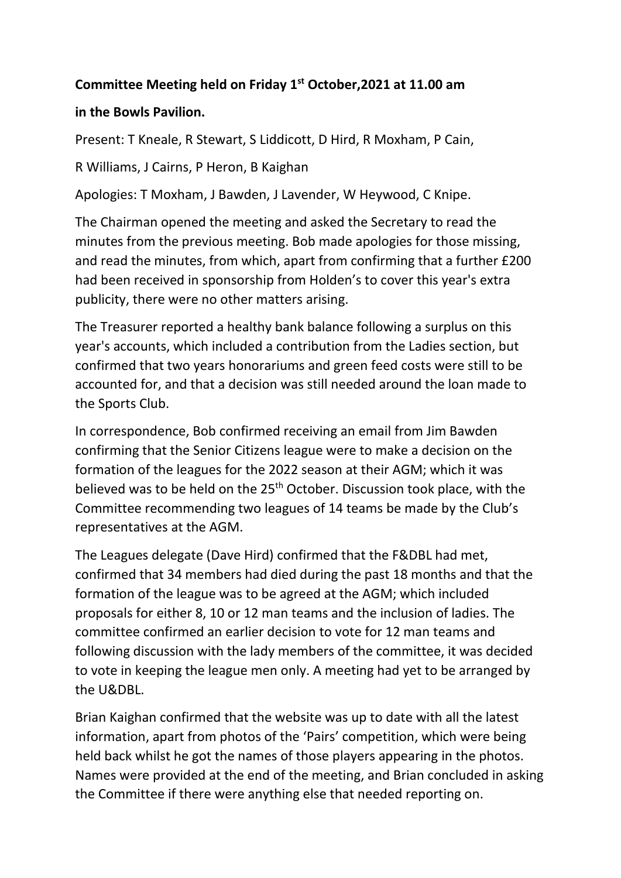**Committee Meeting held on Friday 1st October,2021 at 11.00 am**

**in the Bowls Pavilion.**

Present: T Kneale, R Stewart, S Liddicott, D Hird, R Moxham, P Cain,

R Williams, J Cairns, P Heron, B Kaighan

Apologies: T Moxham, J Bawden, J Lavender, W Heywood, C Knipe.

The Chairman opened the meeting and asked the Secretary to read the minutes from the previous meeting. Bob made apologies for those missing, and read the minutes, from which, apart from confirming that a further £200 had been received in sponsorship from Holden's to cover this year's extra publicity, there were no other matters arising.

The Treasurer reported a healthy bank balance following a surplus on this year's accounts, which included a contribution from the Ladies section, but confirmed that two years honorariums and green feed costs were still to be accounted for, and that a decision was still needed around the loan made to the Sports Club.

In correspondence, Bob confirmed receiving an email from Jim Bawden confirming that the Senior Citizens league were to make a decision on the formation of the leagues for the 2022 season at their AGM; which it was believed was to be held on the 25th October. Discussion took place, with the Committee recommending two leagues of 14 teams be made by the Club's representatives at the AGM.

The Leagues delegate (Dave Hird) confirmed that the F&DBL had met, confirmed that 34 members had died during the past 18 months and that the formation of the league was to be agreed at the AGM; which included proposals for either 8, 10 or 12 man teams and the inclusion of ladies. The committee confirmed an earlier decision to vote for 12 man teams and following discussion with the lady members of the committee, it was decided to vote in keeping the league men only. A meeting had yet to be arranged by the U&DBL.

Brian Kaighan confirmed that the website was up to date with all the latest information, apart from photos of the 'Pairs' competition, which were being held back whilst he got the names of those players appearing in the photos. Names were provided at the end of the meeting, and Brian concluded in asking the Committee if there were anything else that needed reporting on.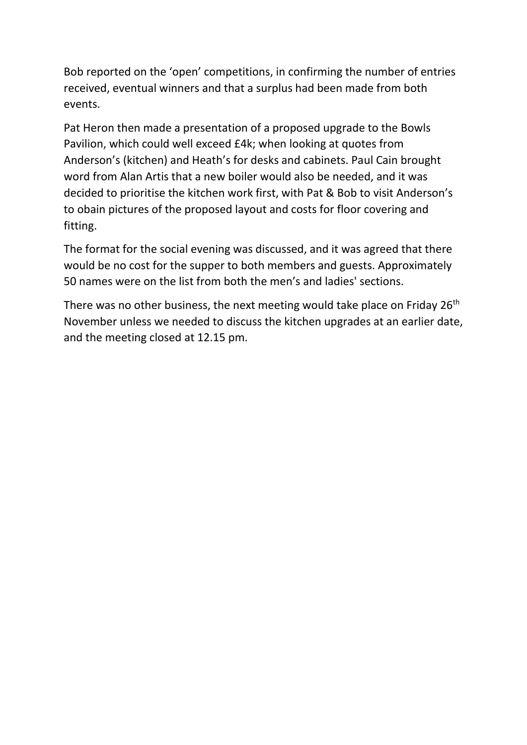Bob reported on the 'open' competitions, in confirming the number of entries received, eventual winners and that a surplus had been made from both events.

Pat Heron then made a presentation of a proposed upgrade to the Bowls Pavilion, which could well exceed £4k; when looking at quotes from Anderson's (kitchen) and Heath's for desks and cabinets. Paul Cain brought word from Alan Artis that a new boiler would also be needed, and it was decided to prioritise the kitchen work first, with Pat & Bob to visit Anderson's to obain pictures of the proposed layout and costs for floor covering and fitting.

The format for the social evening was discussed, and it was agreed that there would be no cost for the supper to both members and guests. Approximately 50 names were on the list from both the men's and ladies' sections.

There was no other business, the next meeting would take place on Friday 26th November unless we needed to discuss the kitchen upgrades at an earlier date, and the meeting closed at 12.15 pm.